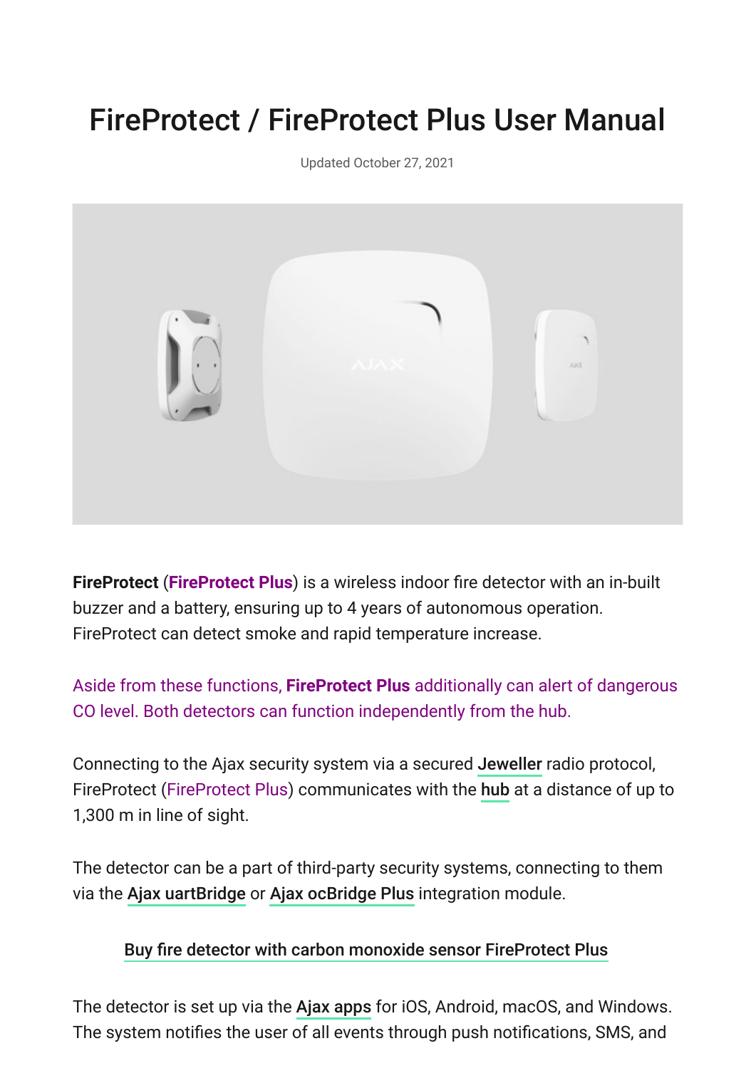# FireProtect / FireProtect Plus User Manual

Updated October 27, 2021

**FireProtect** (**FireProtect Plus**) is a wireless indoor fire detector with an in-built buzzer and a battery, ensuring up to 4 years of autonomous operation. FireProtect can detect smoke and rapid temperature increase.

Aside from these functions, **FireProtect Plus** additionally can alert of dangerous CO level. Both detectors can function independently from the hub.

Connecting to the Ajax security system via a secured **Jeweller** radio protocol, FireProtect (FireProtect Plus) communicates with the **hub** at a distance of up to 1,300 m in line of sight.

The detector can be a part of third-party security systems, connecting to them via the **Ajax uartBridge** or **Ajax ocBridge Plus** integration module.

**Buy fire detector with carbon monoxide sensor FireProtect Plus**

The detector is set up via the **Ajax apps** for iOS, Android, macOS, and Windows. The system notifies the user of all events through push notifications, SMS, and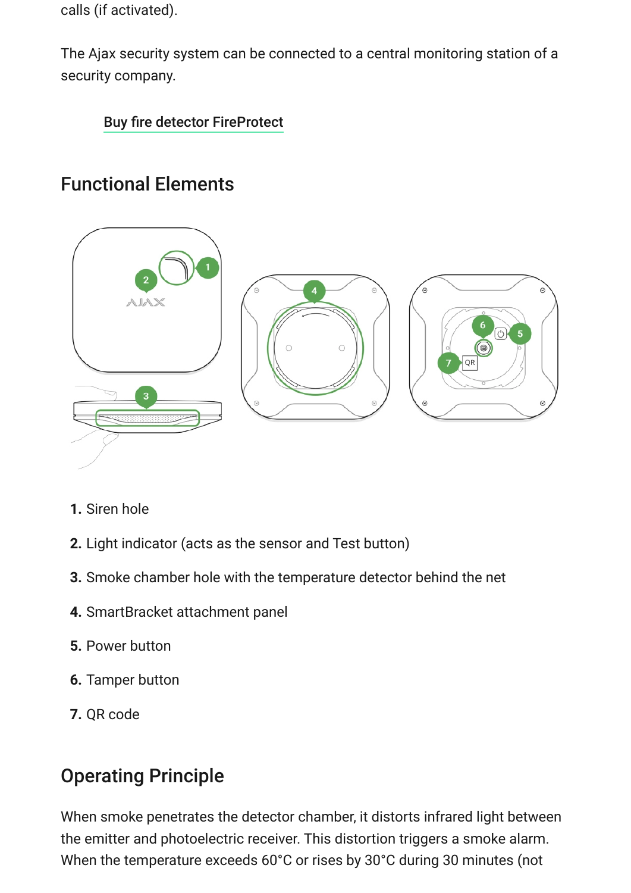calls (if activated).

The Ajax security system can be connected to a central monitoring station of a security company.

Buy fire detector FireProtect

## Functional Elements

1. Siren hole
2. Light indicator (acts as the sensor and Test button)
3. Smoke chamber hole with the temperature detector behind the net
4. SmartBracket attachment panel
5. Power button
6. Tamper button
7. QR code

## Operating Principle

When smoke penetrates the detector chamber, it distorts infrared light between the emitter and photoelectric receiver. This distortion triggers a smoke alarm. When the temperature exceeds 60°C or rises by 30°C during 30 minutes (not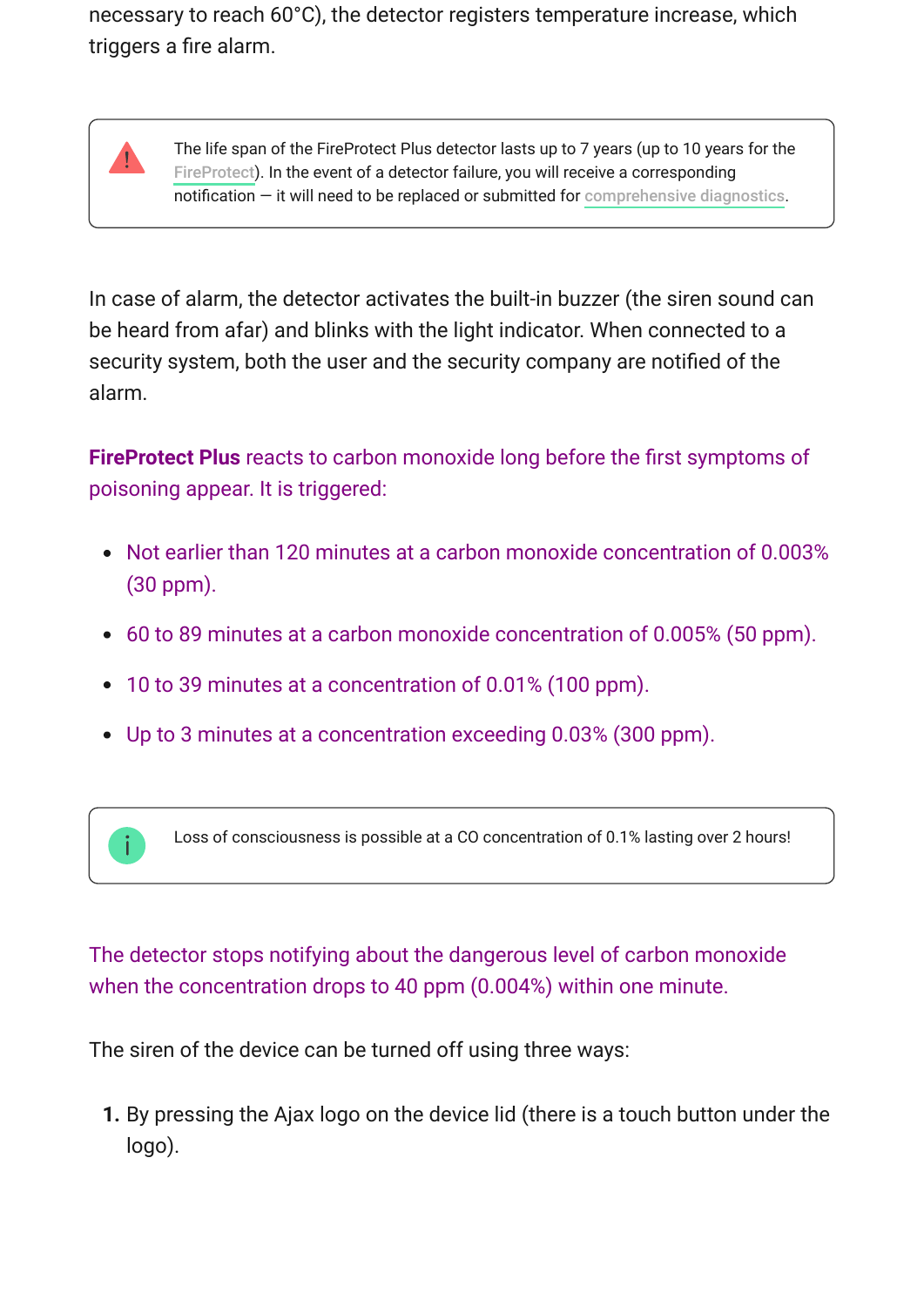necessary to reach 60°C), the detector registers temperature increase, which triggers a fire alarm.

> The life span of the FireProtect Plus detector lasts up to 7 years (up to 10 years for the FireProtect). In the event of a detector failure, you will receive a corresponding notification — it will need to be replaced or submitted for comprehensive diagnostics.

In case of alarm, the detector activates the built-in buzzer (the siren sound can be heard from afar) and blinks with the light indicator. When connected to a security system, both the user and the security company are notified of the alarm.

**FireProtect Plus** reacts to carbon monoxide long before the first symptoms of poisoning appear. It is triggered:

- Not earlier than 120 minutes at a carbon monoxide concentration of 0.003% (30 ppm).
- 60 to 89 minutes at a carbon monoxide concentration of 0.005% (50 ppm).
- 10 to 39 minutes at a concentration of 0.01% (100 ppm).
- Up to 3 minutes at a concentration exceeding 0.03% (300 ppm).

> Loss of consciousness is possible at a CO concentration of 0.1% lasting over 2 hours!

The detector stops notifying about the dangerous level of carbon monoxide when the concentration drops to 40 ppm (0.004%) within one minute.

The siren of the device can be turned off using three ways:

1. By pressing the Ajax logo on the device lid (there is a touch button under the logo).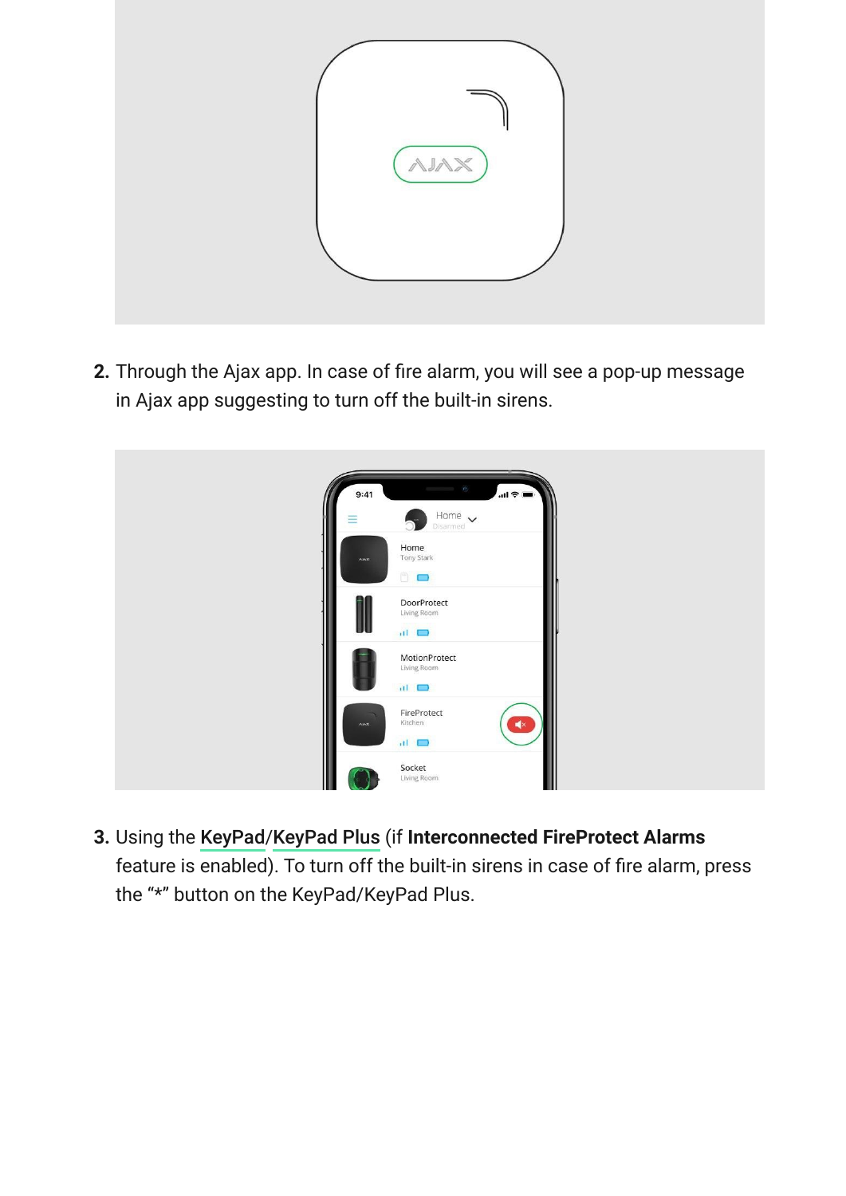2. Through the Ajax app. In case of fire alarm, you will see a pop-up message in Ajax app suggesting to turn off the built-in sirens.

3. Using the KeyPad/KeyPad Plus (if **Interconnected FireProtect Alarms** feature is enabled). To turn off the built-in sirens in case of fire alarm, press the "*" button on the KeyPad/KeyPad Plus.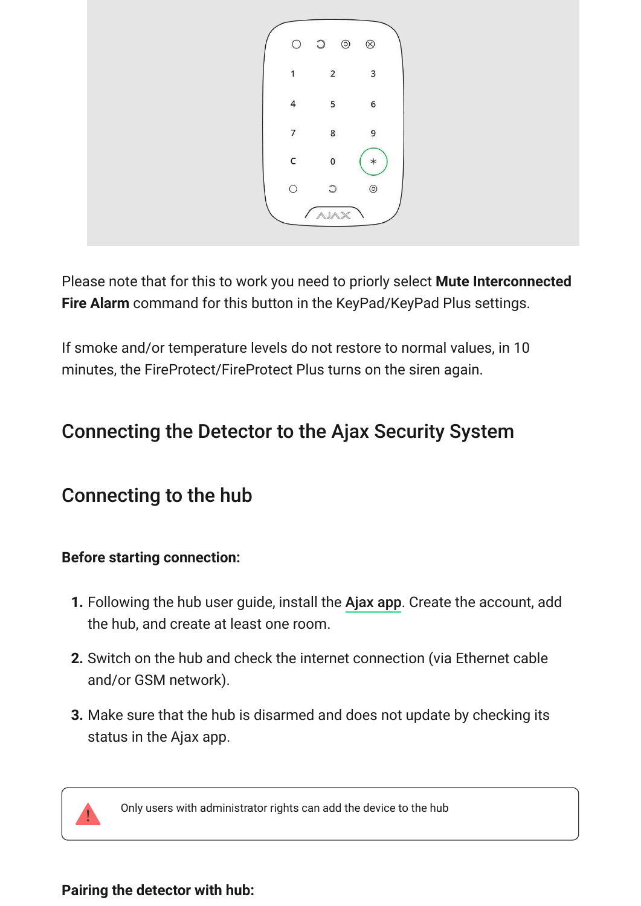Please note that for this to work you need to priorly select **Mute Interconnected Fire Alarm** command for this button in the KeyPad/KeyPad Plus settings.

If smoke and/or temperature levels do not restore to normal values, in 10 minutes, the FireProtect/FireProtect Plus turns on the siren again.

## Connecting the Detector to the Ajax Security System

### Connecting to the hub

**Before starting connection:**

1. Following the hub user guide, install the Ajax app. Create the account, add the hub, and create at least one room.
2. Switch on the hub and check the internet connection (via Ethernet cable and/or GSM network).
3. Make sure that the hub is disarmed and does not update by checking its status in the Ajax app.

> Only users with administrator rights can add the device to the hub

**Pairing the detector with hub:**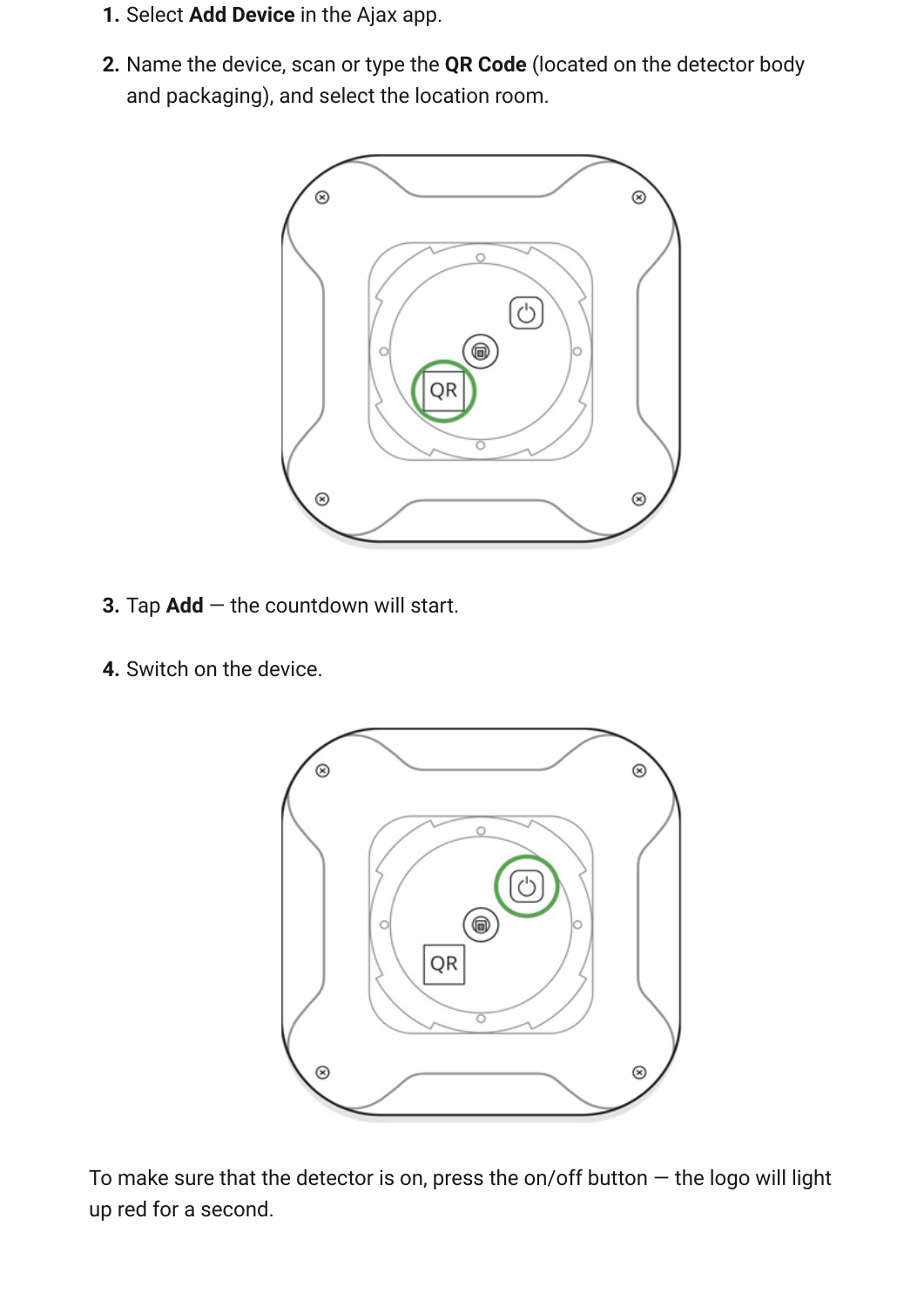1. Select **Add Device** in the Ajax app.
2. Name the device, scan or type the **QR Code** (located on the detector body and packaging), and select the location room.
3. Tap **Add** — the countdown will start.
4. Switch on the device.

To make sure that the detector is on, press the on/off button — the logo will light up red for a second.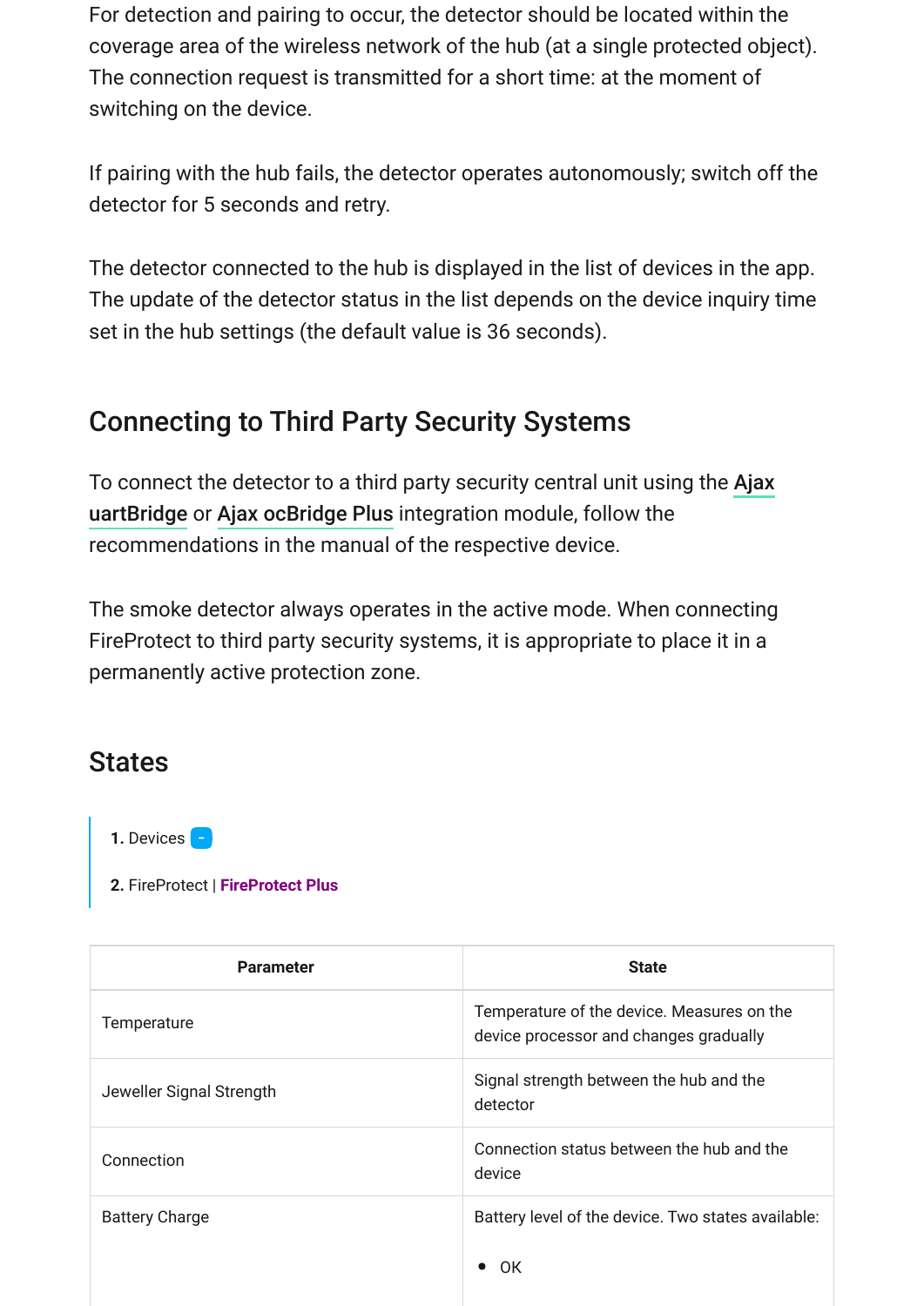For detection and pairing to occur, the detector should be located within the coverage area of the wireless network of the hub (at a single protected object). The connection request is transmitted for a short time: at the moment of switching on the device.

If pairing with the hub fails, the detector operates autonomously; switch off the detector for 5 seconds and retry.

The detector connected to the hub is displayed in the list of devices in the app. The update of the detector status in the list depends on the device inquiry time set in the hub settings (the default value is 36 seconds).

## Connecting to Third Party Security Systems

To connect the detector to a third party security central unit using the **Ajax uartBridge** or **Ajax ocBridge Plus** integration module, follow the recommendations in the manual of the respective device.

The smoke detector always operates in the active mode. When connecting FireProtect to third party security systems, it is appropriate to place it in a permanently active protection zone.

## States

1. Devices
2. FireProtect | **FireProtect Plus**

| Parameter | State |
|---|---|
| Temperature | Temperature of the device. Measures on the device processor and changes gradually |
| Jeweller Signal Strength | Signal strength between the hub and the detector |
| Connection | Connection status between the hub and the device |
| Battery Charge | Battery level of the device. Two states available:<br>• OK |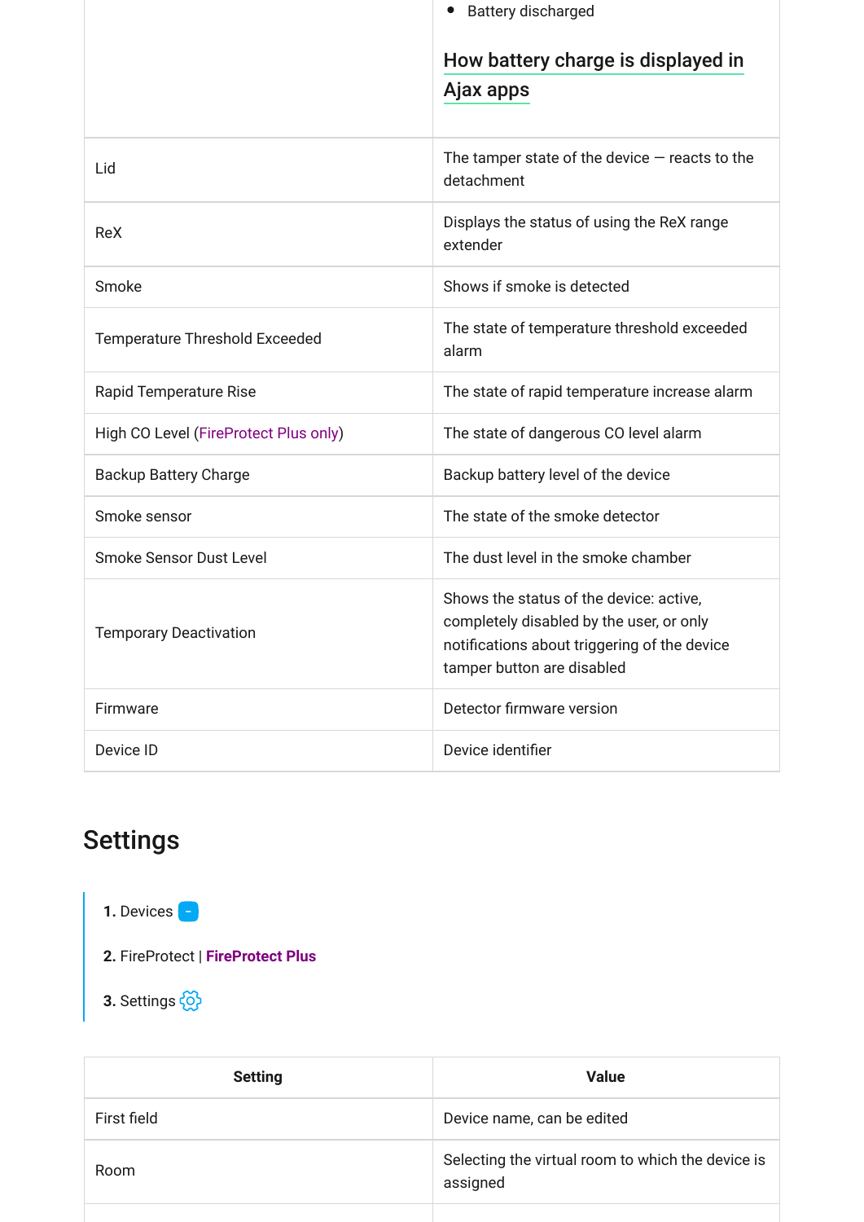| | |
|---|---|
| | • Battery discharged<br><br>How battery charge is displayed in Ajax apps |
| Lid | The tamper state of the device — reacts to the detachment |
| ReX | Displays the status of using the ReX range extender |
| Smoke | Shows if smoke is detected |
| Temperature Threshold Exceeded | The state of temperature threshold exceeded alarm |
| Rapid Temperature Rise | The state of rapid temperature increase alarm |
| High CO Level (FireProtect Plus only) | The state of dangerous CO level alarm |
| Backup Battery Charge | Backup battery level of the device |
| Smoke sensor | The state of the smoke detector |
| Smoke Sensor Dust Level | The dust level in the smoke chamber |
| Temporary Deactivation | Shows the status of the device: active, completely disabled by the user, or only notifications about triggering of the device tamper button are disabled |
| Firmware | Detector firmware version |
| Device ID | Device identifier |

## Settings

1. Devices
2. FireProtect | **FireProtect Plus**
3. Settings

| Setting | Value |
|---|---|
| First field | Device name, can be edited |
| Room | Selecting the virtual room to which the device is assigned |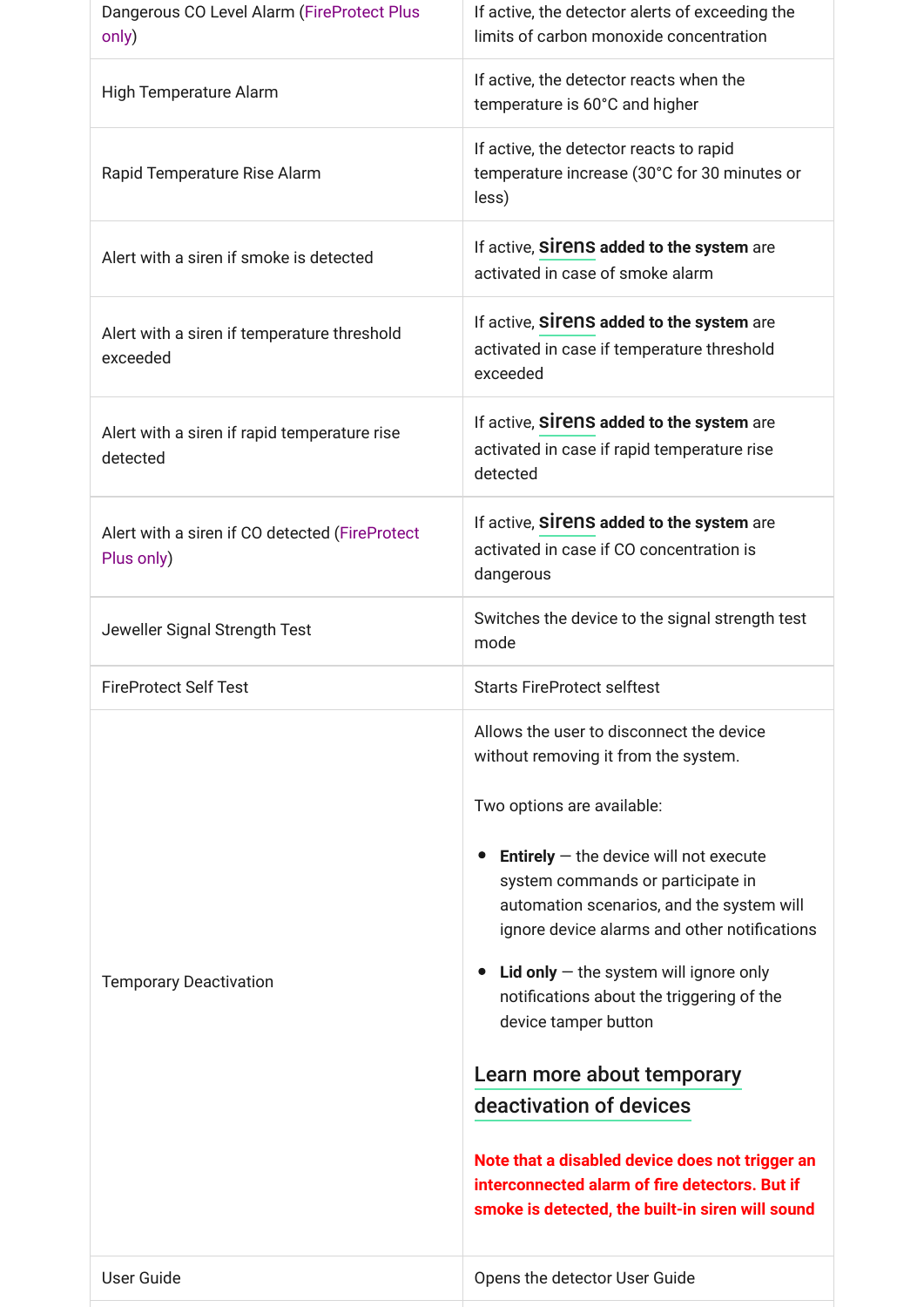| | |
|---|---|
| Dangerous CO Level Alarm (FireProtect Plus only) | If active, the detector alerts of exceeding the limits of carbon monoxide concentration |
| High Temperature Alarm | If active, the detector reacts when the temperature is 60°C and higher |
| Rapid Temperature Rise Alarm | If active, the detector reacts to rapid temperature increase (30°C for 30 minutes or less) |
| Alert with a siren if smoke is detected | If active, **sirens added to the system** are activated in case of smoke alarm |
| Alert with a siren if temperature threshold exceeded | If active, **sirens added to the system** are activated in case if temperature threshold exceeded |
| Alert with a siren if rapid temperature rise detected | If active, **sirens added to the system** are activated in case if rapid temperature rise detected |
| Alert with a siren if CO detected (FireProtect Plus only) | If active, **sirens added to the system** are activated in case if CO concentration is dangerous |
| Jeweller Signal Strength Test | Switches the device to the signal strength test mode |
| FireProtect Self Test | Starts FireProtect selftest |
| Temporary Deactivation | Allows the user to disconnect the device without removing it from the system.<br><br>Two options are available:<br><br>• **Entirely** — the device will not execute system commands or participate in automation scenarios, and the system will ignore device alarms and other notifications<br><br>• **Lid only** — the system will ignore only notifications about the triggering of the device tamper button<br><br>Learn more about temporary deactivation of devices<br><br>**Note that a disabled device does not trigger an interconnected alarm of fire detectors. But if smoke is detected, the built-in siren will sound** |
| User Guide | Opens the detector User Guide |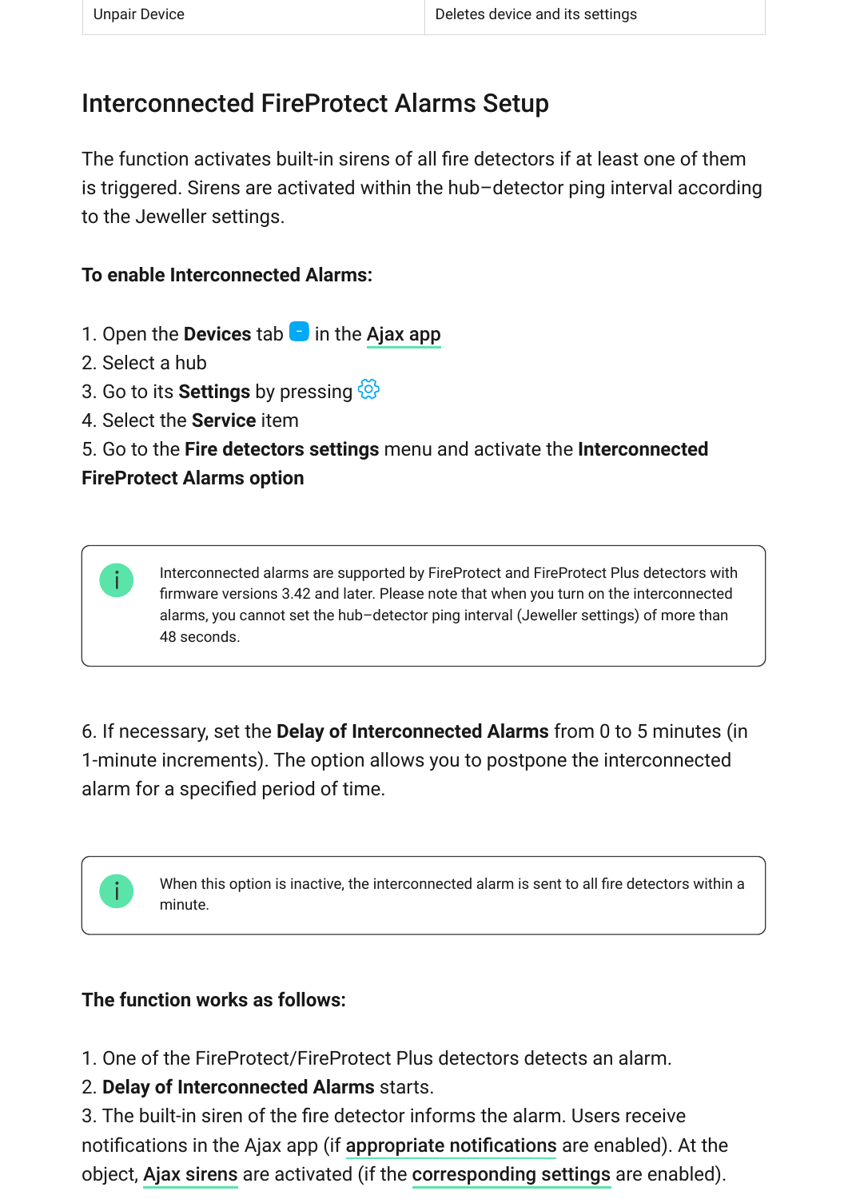| Unpair Device | Deletes device and its settings |
|---|---|

## Interconnected FireProtect Alarms Setup

The function activates built-in sirens of all fire detectors if at least one of them is triggered. Sirens are activated within the hub–detector ping interval according to the Jeweller settings.

**To enable Interconnected Alarms:**

1. Open the **Devices** tab in the Ajax app
2. Select a hub
3. Go to its **Settings** by pressing
4. Select the **Service** item
5. Go to the **Fire detectors settings** menu and activate the **Interconnected FireProtect Alarms option**

> Interconnected alarms are supported by FireProtect and FireProtect Plus detectors with firmware versions 3.42 and later. Please note that when you turn on the interconnected alarms, you cannot set the hub–detector ping interval (Jeweller settings) of more than 48 seconds.

6. If necessary, set the **Delay of Interconnected Alarms** from 0 to 5 minutes (in 1-minute increments). The option allows you to postpone the interconnected alarm for a specified period of time.

> When this option is inactive, the interconnected alarm is sent to all fire detectors within a minute.

**The function works as follows:**

1. One of the FireProtect/FireProtect Plus detectors detects an alarm.
2. **Delay of Interconnected Alarms** starts.
3. The built-in siren of the fire detector informs the alarm. Users receive notifications in the Ajax app (if appropriate notifications are enabled). At the object, Ajax sirens are activated (if the corresponding settings are enabled).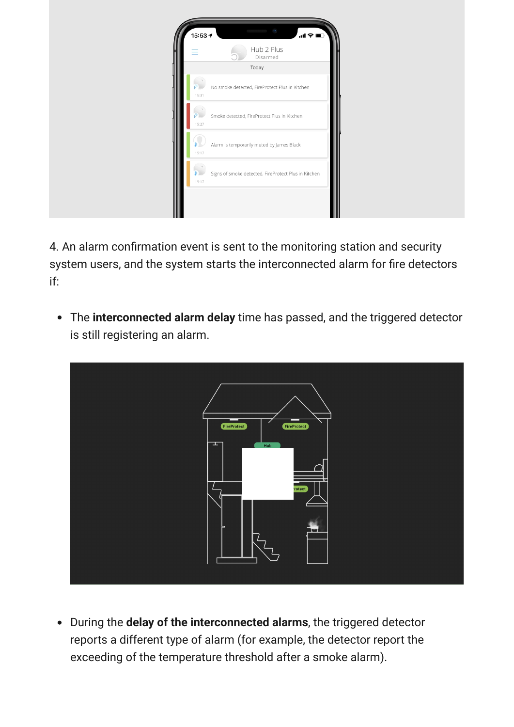4. An alarm confirmation event is sent to the monitoring station and security system users, and the system starts the interconnected alarm for fire detectors if:

- The **interconnected alarm delay** time has passed, and the triggered detector is still registering an alarm.

- During the **delay of the interconnected alarms**, the triggered detector reports a different type of alarm (for example, the detector report the exceeding of the temperature threshold after a smoke alarm).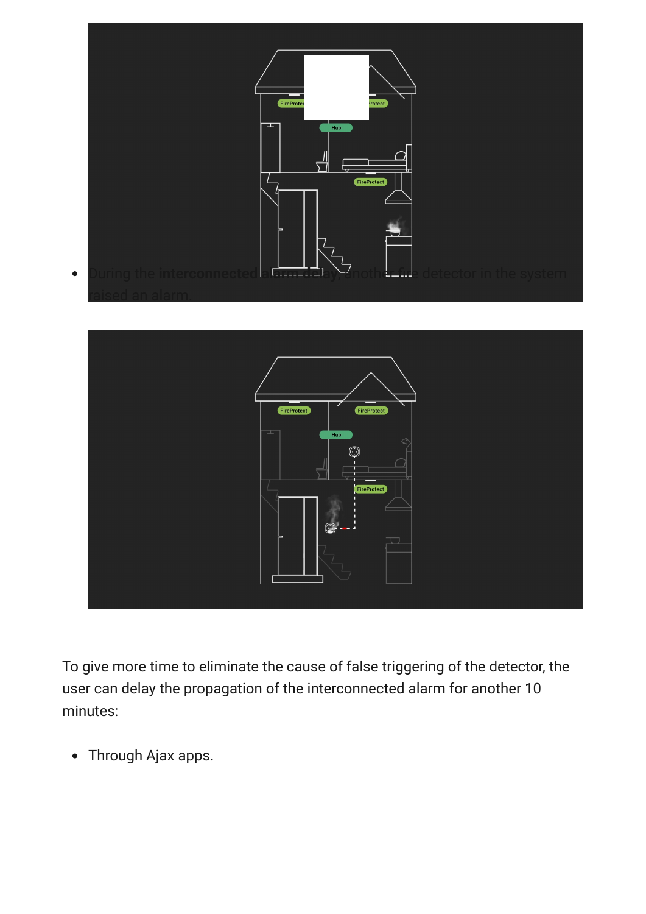- During the **interconnected alarm delay**, another fire detector in the system raised an alarm.

To give more time to eliminate the cause of false triggering of the detector, the user can delay the propagation of the interconnected alarm for another 10 minutes:

- Through Ajax apps.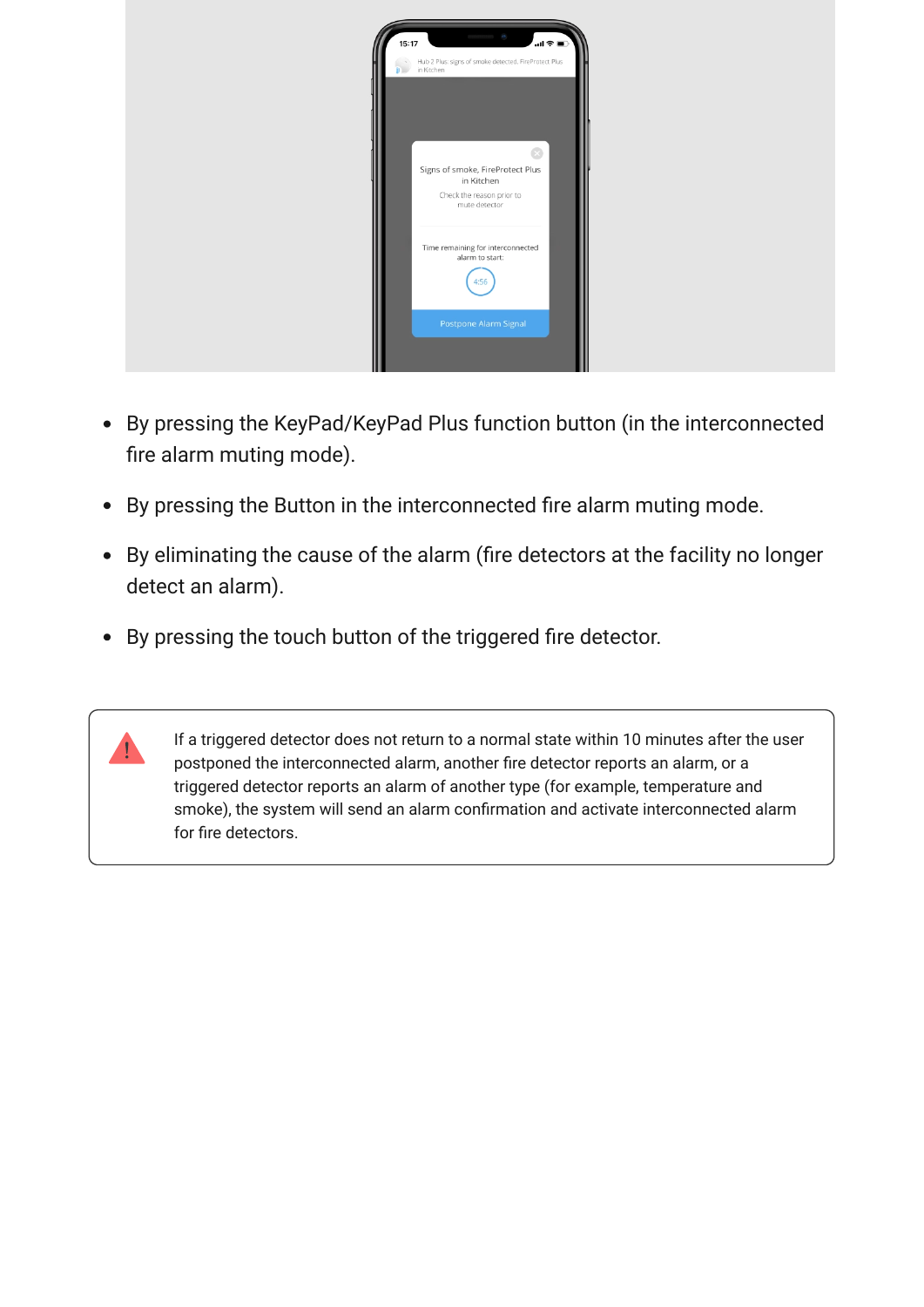- By pressing the KeyPad/KeyPad Plus function button (in the interconnected fire alarm muting mode).
- By pressing the Button in the interconnected fire alarm muting mode.
- By eliminating the cause of the alarm (fire detectors at the facility no longer detect an alarm).
- By pressing the touch button of the triggered fire detector.

If a triggered detector does not return to a normal state within 10 minutes after the user postponed the interconnected alarm, another fire detector reports an alarm, or a triggered detector reports an alarm of another type (for example, temperature and smoke), the system will send an alarm confirmation and activate interconnected alarm for fire detectors.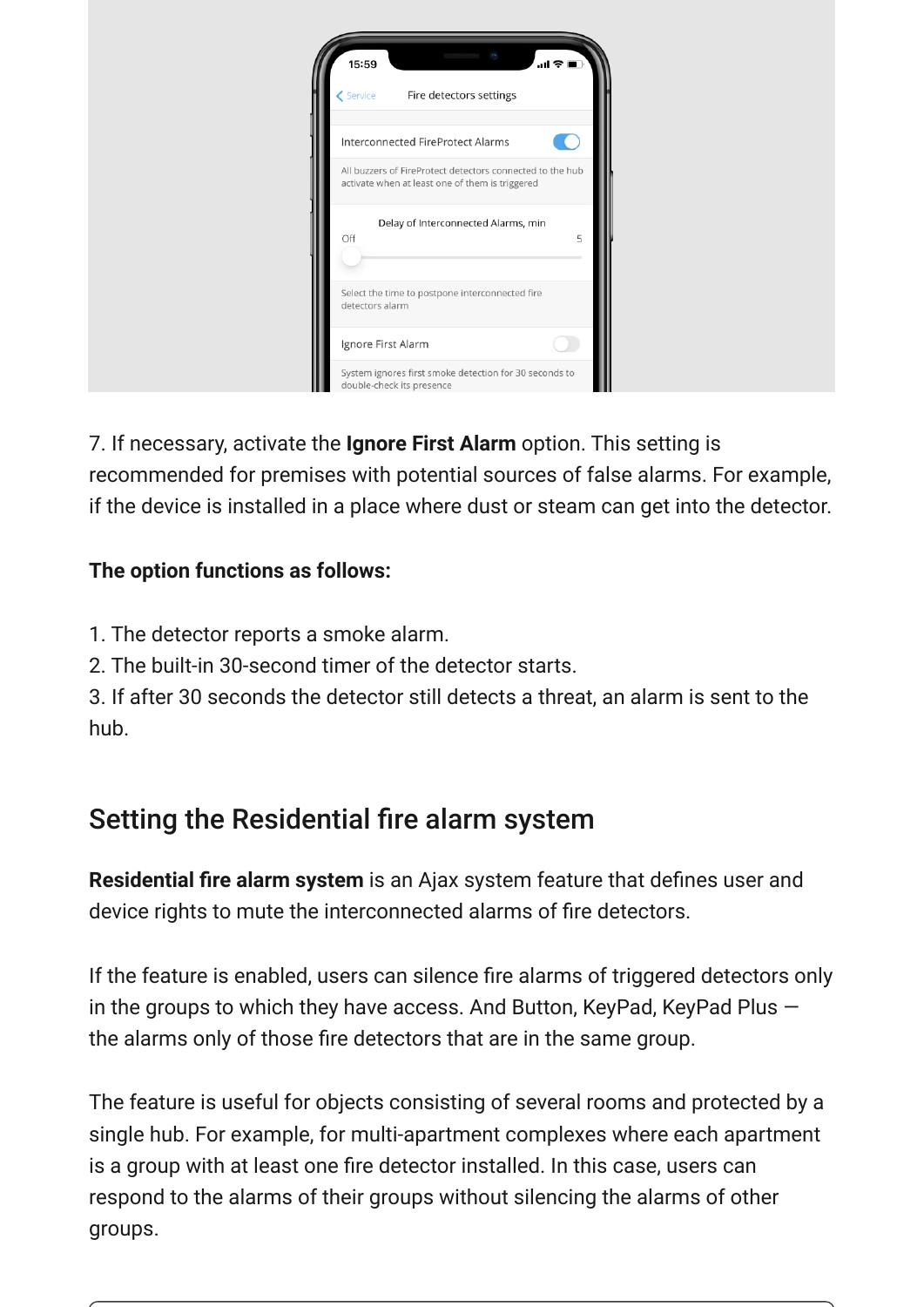7. If necessary, activate the **Ignore First Alarm** option. This setting is recommended for premises with potential sources of false alarms. For example, if the device is installed in a place where dust or steam can get into the detector.

**The option functions as follows:**

1. The detector reports a smoke alarm.
2. The built-in 30-second timer of the detector starts.
3. If after 30 seconds the detector still detects a threat, an alarm is sent to the hub.

## Setting the Residential fire alarm system

**Residential fire alarm system** is an Ajax system feature that defines user and device rights to mute the interconnected alarms of fire detectors.

If the feature is enabled, users can silence fire alarms of triggered detectors only in the groups to which they have access. And Button, KeyPad, KeyPad Plus — the alarms only of those fire detectors that are in the same group.

The feature is useful for objects consisting of several rooms and protected by a single hub. For example, for multi-apartment complexes where each apartment is a group with at least one fire detector installed. In this case, users can respond to the alarms of their groups without silencing the alarms of other groups.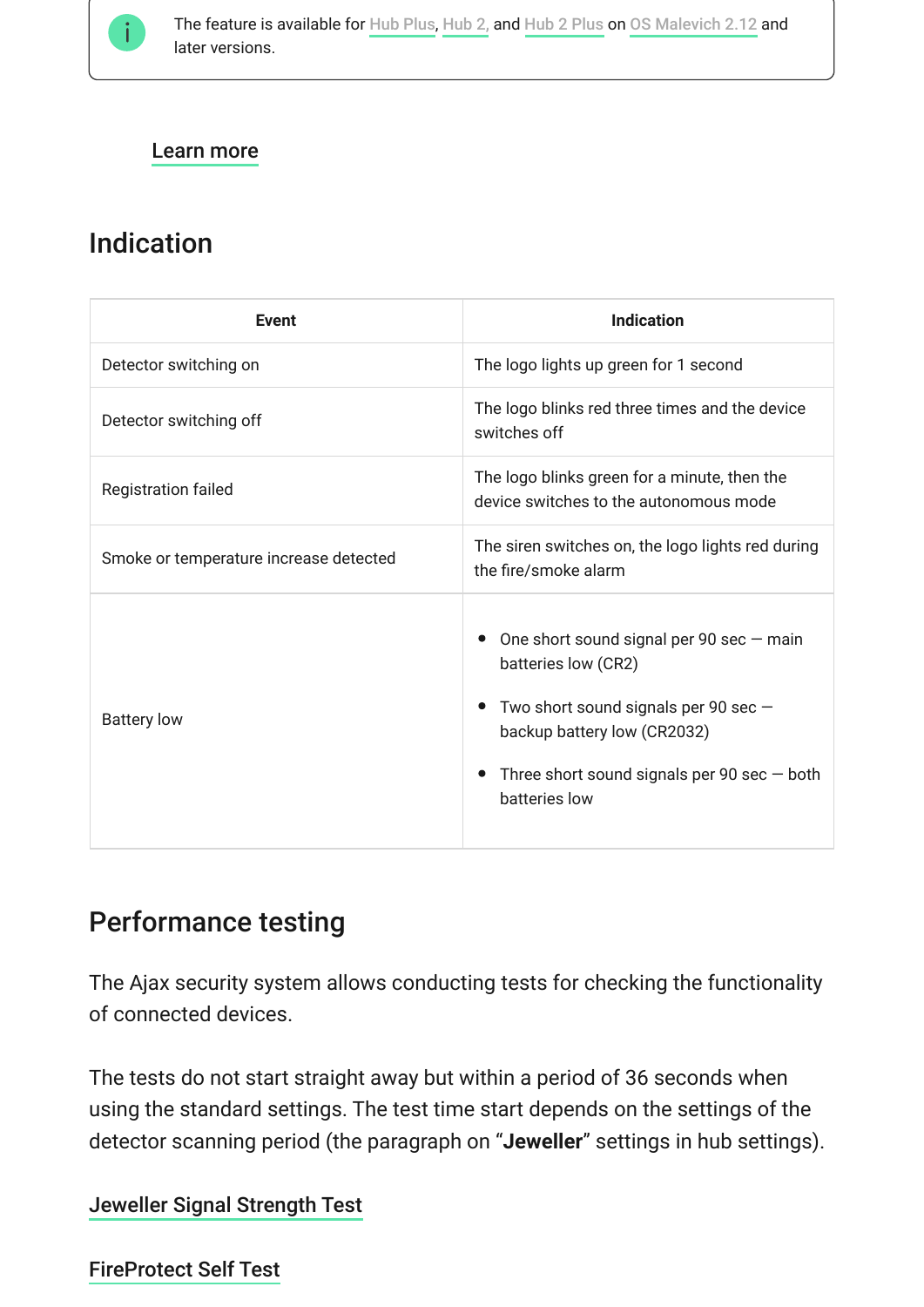The feature is available for Hub Plus, Hub 2, and Hub 2 Plus on OS Malevich 2.12 and later versions.

Learn more

## Indication

| Event | Indication |
|---|---|
| Detector switching on | The logo lights up green for 1 second |
| Detector switching off | The logo blinks red three times and the device switches off |
| Registration failed | The logo blinks green for a minute, then the device switches to the autonomous mode |
| Smoke or temperature increase detected | The siren switches on, the logo lights red during the fire/smoke alarm |
| Battery low | • One short sound signal per 90 sec — main batteries low (CR2)<br>• Two short sound signals per 90 sec — backup battery low (CR2032)<br>• Three short sound signals per 90 sec — both batteries low |

## Performance testing

The Ajax security system allows conducting tests for checking the functionality of connected devices.

The tests do not start straight away but within a period of 36 seconds when using the standard settings. The test time start depends on the settings of the detector scanning period (the paragraph on "**Jeweller**" settings in hub settings).

Jeweller Signal Strength Test

FireProtect Self Test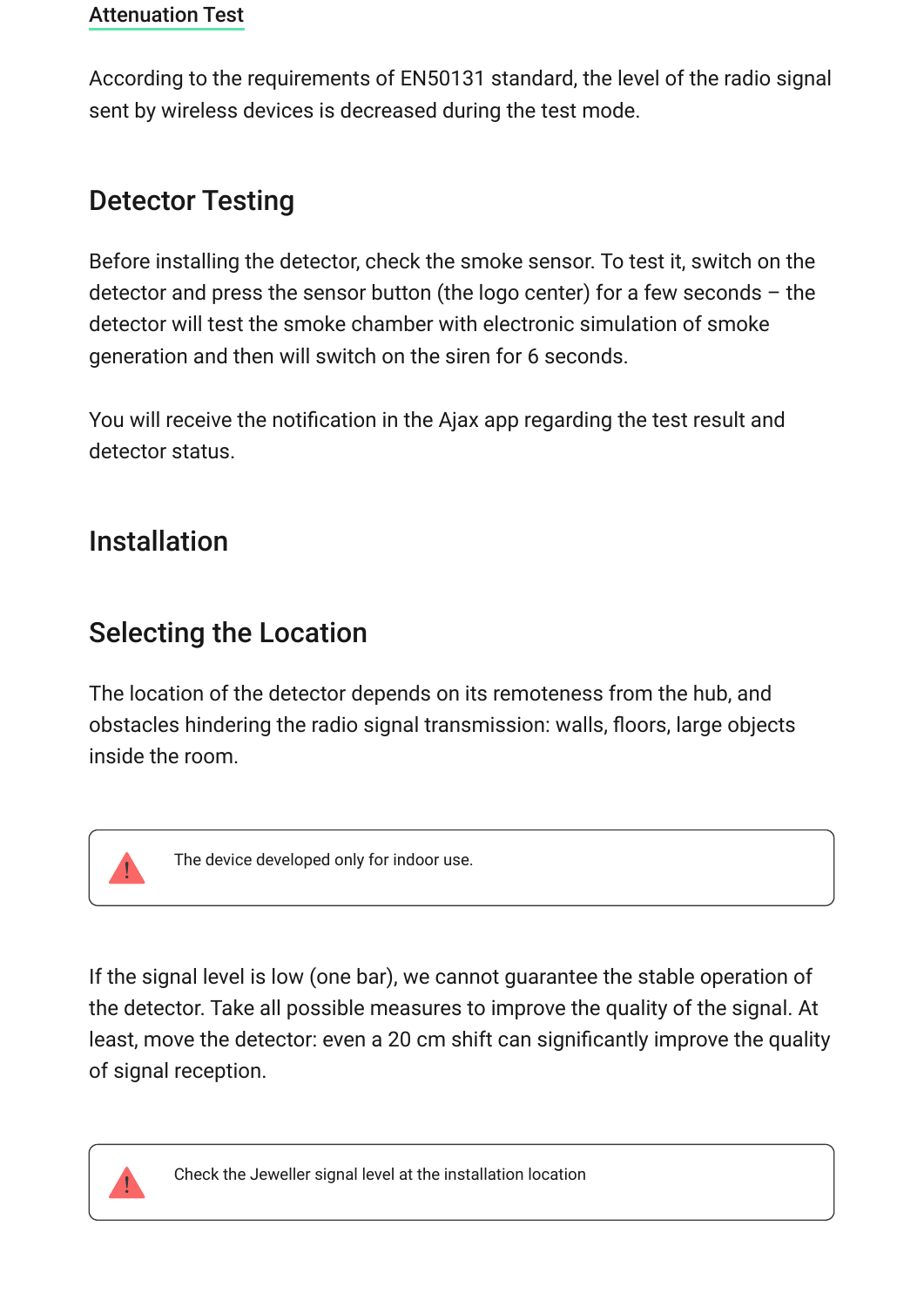### Attenuation Test

According to the requirements of EN50131 standard, the level of the radio signal sent by wireless devices is decreased during the test mode.

## Detector Testing

Before installing the detector, check the smoke sensor. To test it, switch on the detector and press the sensor button (the logo center) for a few seconds – the detector will test the smoke chamber with electronic simulation of smoke generation and then will switch on the siren for 6 seconds.

You will receive the notification in the Ajax app regarding the test result and detector status.

## Installation

## Selecting the Location

The location of the detector depends on its remoteness from the hub, and obstacles hindering the radio signal transmission: walls, floors, large objects inside the room.

> ⚠ The device developed only for indoor use.

If the signal level is low (one bar), we cannot guarantee the stable operation of the detector. Take all possible measures to improve the quality of the signal. At least, move the detector: even a 20 cm shift can significantly improve the quality of signal reception.

> ⚠ Check the Jeweller signal level at the installation location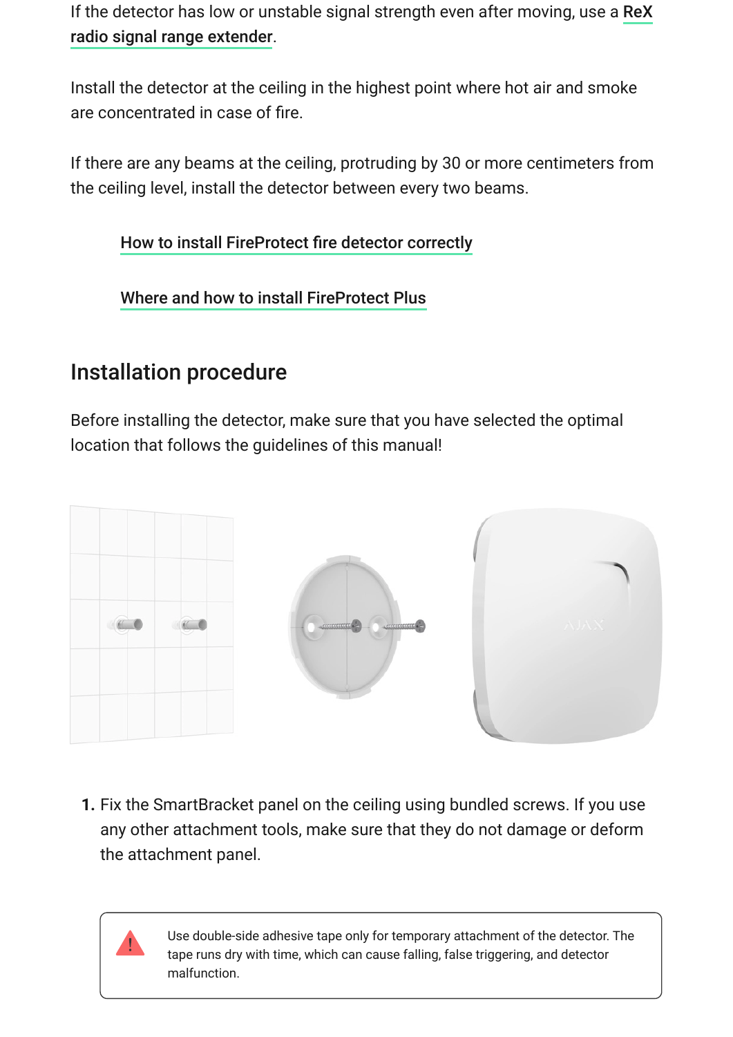If the detector has low or unstable signal strength even after moving, use a **ReX radio signal range extender**.

Install the detector at the ceiling in the highest point where hot air and smoke are concentrated in case of fire.

If there are any beams at the ceiling, protruding by 30 or more centimeters from the ceiling level, install the detector between every two beams.

**How to install FireProtect fire detector correctly**

**Where and how to install FireProtect Plus**

## Installation procedure

Before installing the detector, make sure that you have selected the optimal location that follows the guidelines of this manual!

1. Fix the SmartBracket panel on the ceiling using bundled screws. If you use any other attachment tools, make sure that they do not damage or deform the attachment panel.

> Use double-side adhesive tape only for temporary attachment of the detector. The tape runs dry with time, which can cause falling, false triggering, and detector malfunction.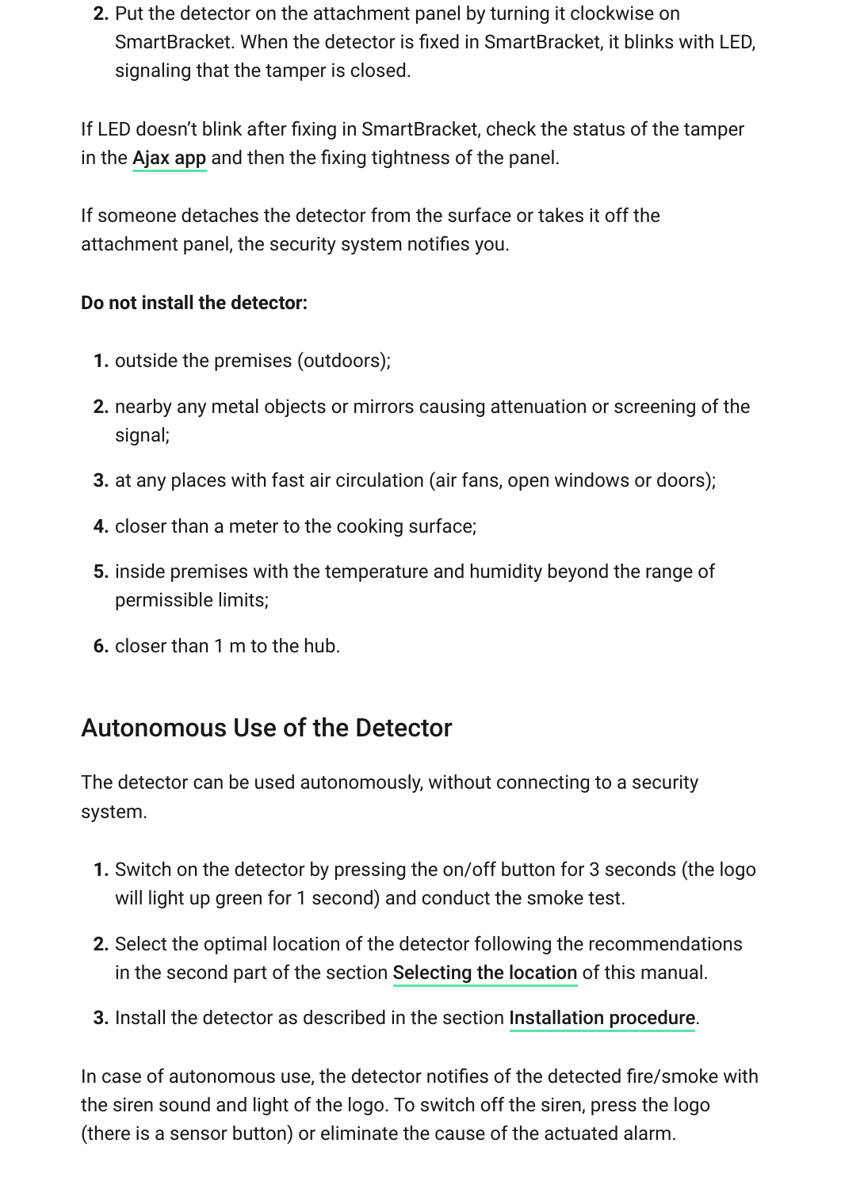2. Put the detector on the attachment panel by turning it clockwise on SmartBracket. When the detector is fixed in SmartBracket, it blinks with LED, signaling that the tamper is closed.

If LED doesn't blink after fixing in SmartBracket, check the status of the tamper in the Ajax app and then the fixing tightness of the panel.

If someone detaches the detector from the surface or takes it off the attachment panel, the security system notifies you.

**Do not install the detector:**

1. outside the premises (outdoors);
2. nearby any metal objects or mirrors causing attenuation or screening of the signal;
3. at any places with fast air circulation (air fans, open windows or doors);
4. closer than a meter to the cooking surface;
5. inside premises with the temperature and humidity beyond the range of permissible limits;
6. closer than 1 m to the hub.

## Autonomous Use of the Detector

The detector can be used autonomously, without connecting to a security system.

1. Switch on the detector by pressing the on/off button for 3 seconds (the logo will light up green for 1 second) and conduct the smoke test.
2. Select the optimal location of the detector following the recommendations in the second part of the section Selecting the location of this manual.
3. Install the detector as described in the section Installation procedure.

In case of autonomous use, the detector notifies of the detected fire/smoke with the siren sound and light of the logo. To switch off the siren, press the logo (there is a sensor button) or eliminate the cause of the actuated alarm.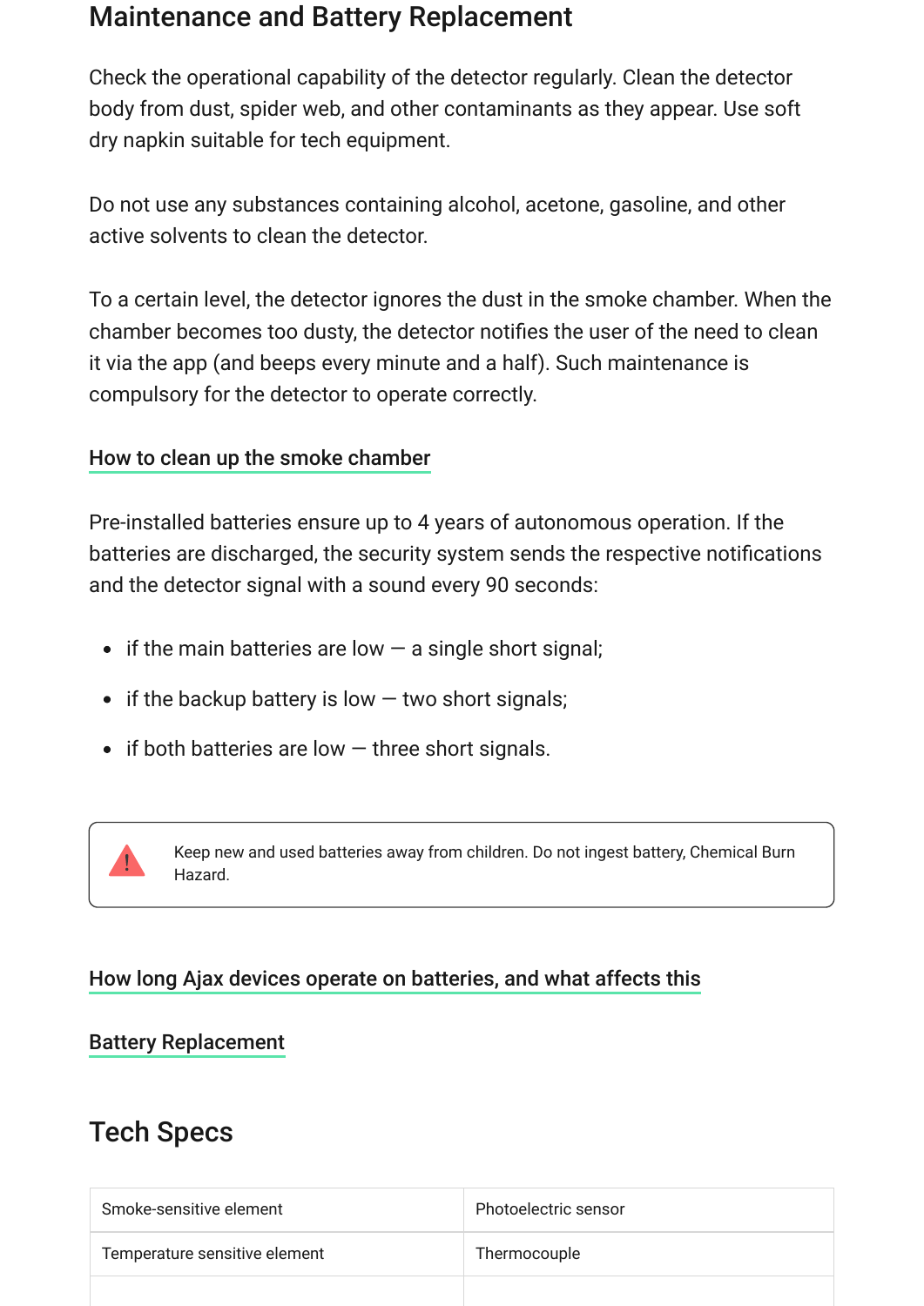## Maintenance and Battery Replacement

Check the operational capability of the detector regularly. Clean the detector body from dust, spider web, and other contaminants as they appear. Use soft dry napkin suitable for tech equipment.

Do not use any substances containing alcohol, acetone, gasoline, and other active solvents to clean the detector.

To a certain level, the detector ignores the dust in the smoke chamber. When the chamber becomes too dusty, the detector notifies the user of the need to clean it via the app (and beeps every minute and a half). Such maintenance is compulsory for the detector to operate correctly.

How to clean up the smoke chamber

Pre-installed batteries ensure up to 4 years of autonomous operation. If the batteries are discharged, the security system sends the respective notifications and the detector signal with a sound every 90 seconds:

- if the main batteries are low — a single short signal;
- if the backup battery is low — two short signals;
- if both batteries are low — three short signals.

> ⚠ Keep new and used batteries away from children. Do not ingest battery, Chemical Burn Hazard.

How long Ajax devices operate on batteries, and what affects this

Battery Replacement

## Tech Specs

| | |
|---|---|
| Smoke-sensitive element | Photoelectric sensor |
| Temperature sensitive element | Thermocouple |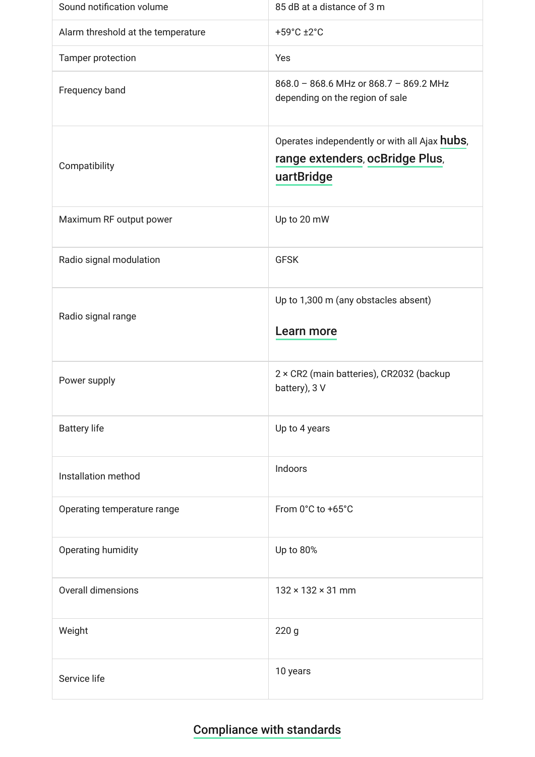| | |
|---|---|
| Sound notification volume | 85 dB at a distance of 3 m |
| Alarm threshold at the temperature | +59°C ±2°C |
| Tamper protection | Yes |
| Frequency band | 868.0 – 868.6 MHz or 868.7 – 869.2 MHz depending on the region of sale |
| Compatibility | Operates independently or with all Ajax **hubs**, **range extenders**, **ocBridge Plus**, **uartBridge** |
| Maximum RF output power | Up to 20 mW |
| Radio signal modulation | GFSK |
| Radio signal range | Up to 1,300 m (any obstacles absent)<br><br>**Learn more** |
| Power supply | 2 × CR2 (main batteries), CR2032 (backup battery), 3 V |
| Battery life | Up to 4 years |
| Installation method | Indoors |
| Operating temperature range | From 0°C to +65°C |
| Operating humidity | Up to 80% |
| Overall dimensions | 132 × 132 × 31 mm |
| Weight | 220 g |
| Service life | 10 years |

**Compliance with standards**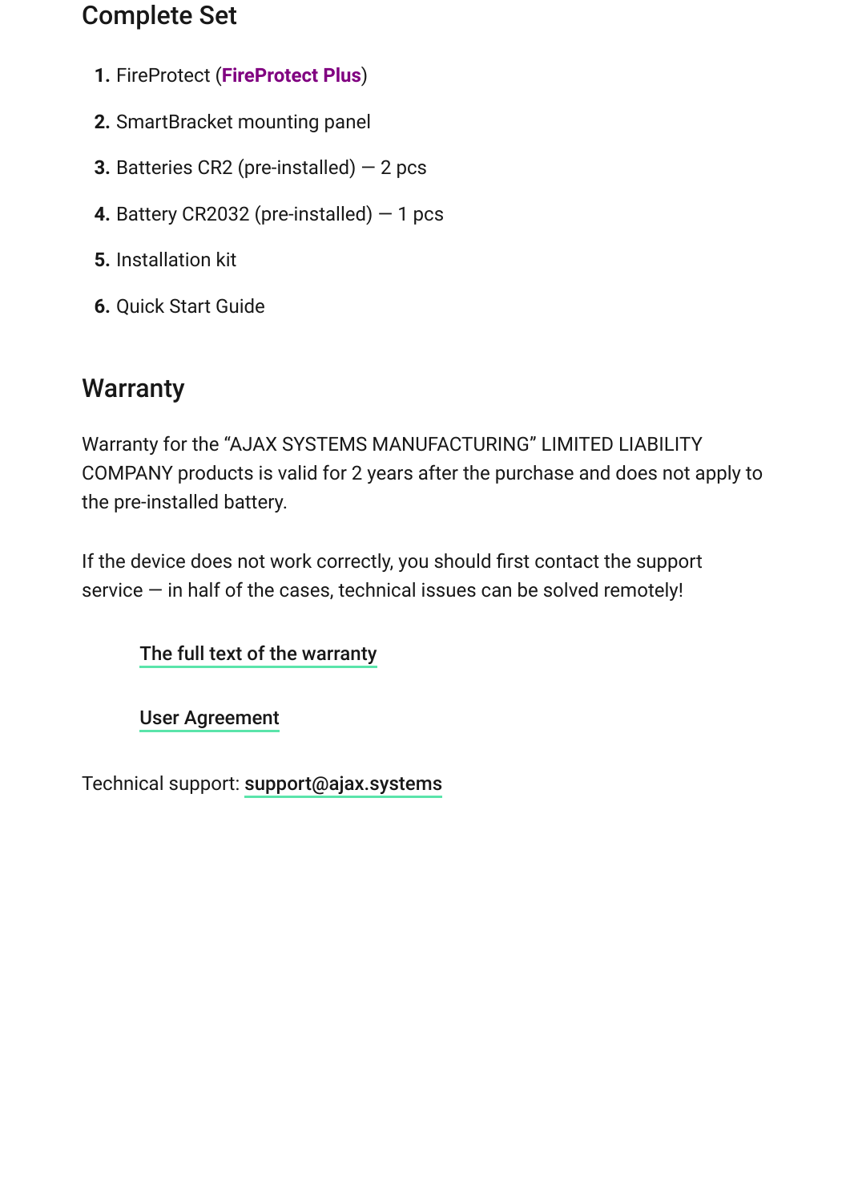## Complete Set

1. FireProtect (**FireProtect Plus**)
2. SmartBracket mounting panel
3. Batteries CR2 (pre-installed) — 2 pcs
4. Battery CR2032 (pre-installed) — 1 pcs
5. Installation kit
6. Quick Start Guide

## Warranty

Warranty for the “AJAX SYSTEMS MANUFACTURING” LIMITED LIABILITY COMPANY products is valid for 2 years after the purchase and does not apply to the pre-installed battery.

If the device does not work correctly, you should first contact the support service — in half of the cases, technical issues can be solved remotely!

**The full text of the warranty**

**User Agreement**

Technical support: **support@ajax.systems**